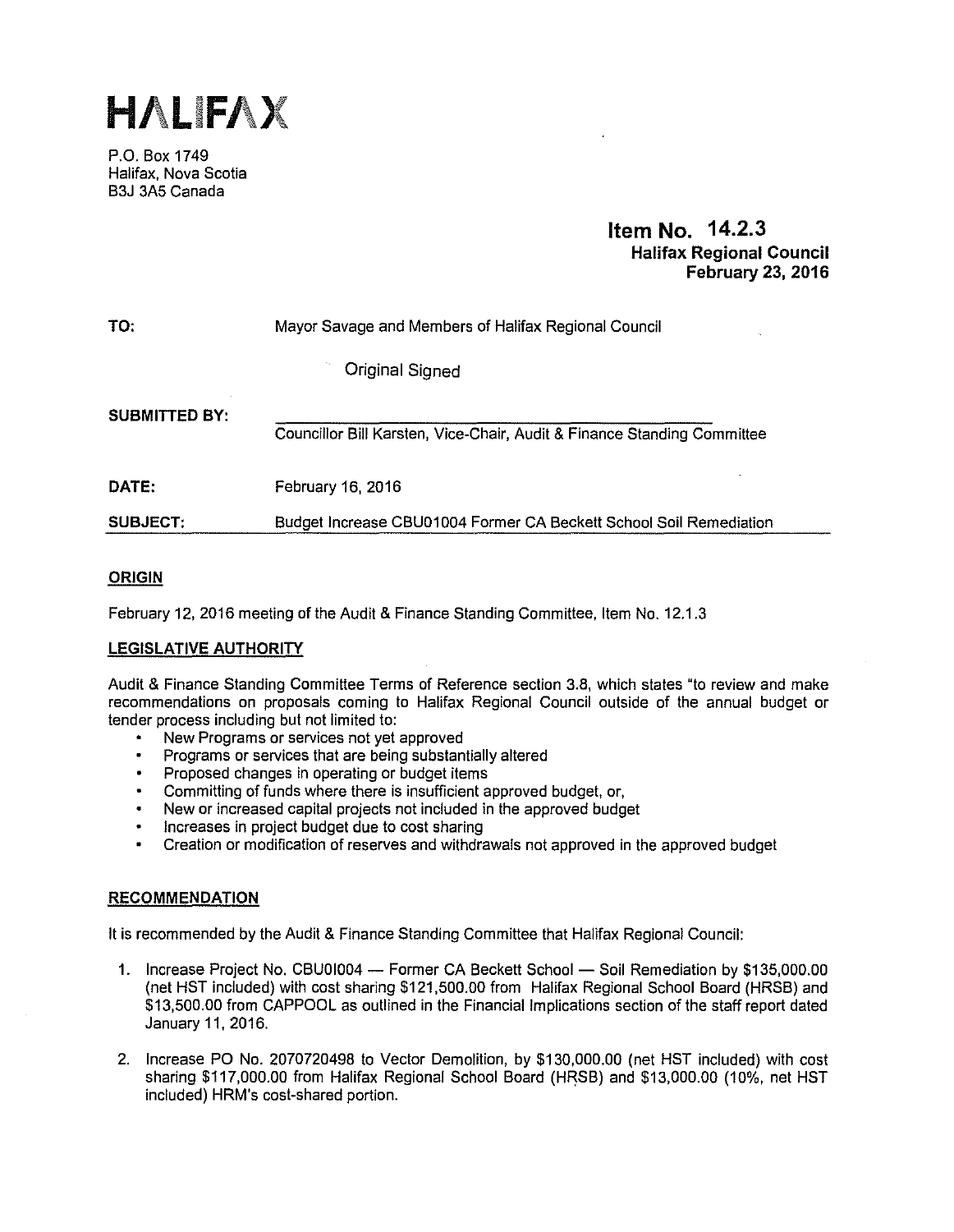# HALIFAX

P.O. Box 1749
Halifax, Nova Scotia
B3J 3A5 Canada

**Item No. 14.2.3**
**Halifax Regional Council**
**February 23, 2016**

**TO:** Mayor Savage and Members of Halifax Regional Council

Original Signed

**SUBMITTED BY:**
Councillor Bill Karsten, Vice-Chair, Audit & Finance Standing Committee

**DATE:** February 16, 2016

**SUBJECT:** Budget Increase CBU01004 Former CA Beckett School Soil Remediation

## ORIGIN

February 12, 2016 meeting of the Audit & Finance Standing Committee, Item No. 12.1.3

## LEGISLATIVE AUTHORITY

Audit & Finance Standing Committee Terms of Reference section 3.8, which states "to review and make recommendations on proposals coming to Halifax Regional Council outside of the annual budget or tender process including but not limited to:

- New Programs or services not yet approved
- Programs or services that are being substantially altered
- Proposed changes in operating or budget items
- Committing of funds where there is insufficient approved budget, or,
- New or increased capital projects not included in the approved budget
- Increases in project budget due to cost sharing
- Creation or modification of reserves and withdrawals not approved in the approved budget

## RECOMMENDATION

It is recommended by the Audit & Finance Standing Committee that Halifax Regional Council:

1. Increase Project No. CBU01004 — Former CA Beckett School — Soil Remediation by $135,000.00 (net HST included) with cost sharing $121,500.00 from Halifax Regional School Board (HRSB) and $13,500.00 from CAPPOOL as outlined in the Financial Implications section of the staff report dated January 11, 2016.

2. Increase PO No. 2070720498 to Vector Demolition, by $130,000.00 (net HST included) with cost sharing $117,000.00 from Halifax Regional School Board (HRSB) and $13,000.00 (10%, net HST included) HRM's cost-shared portion.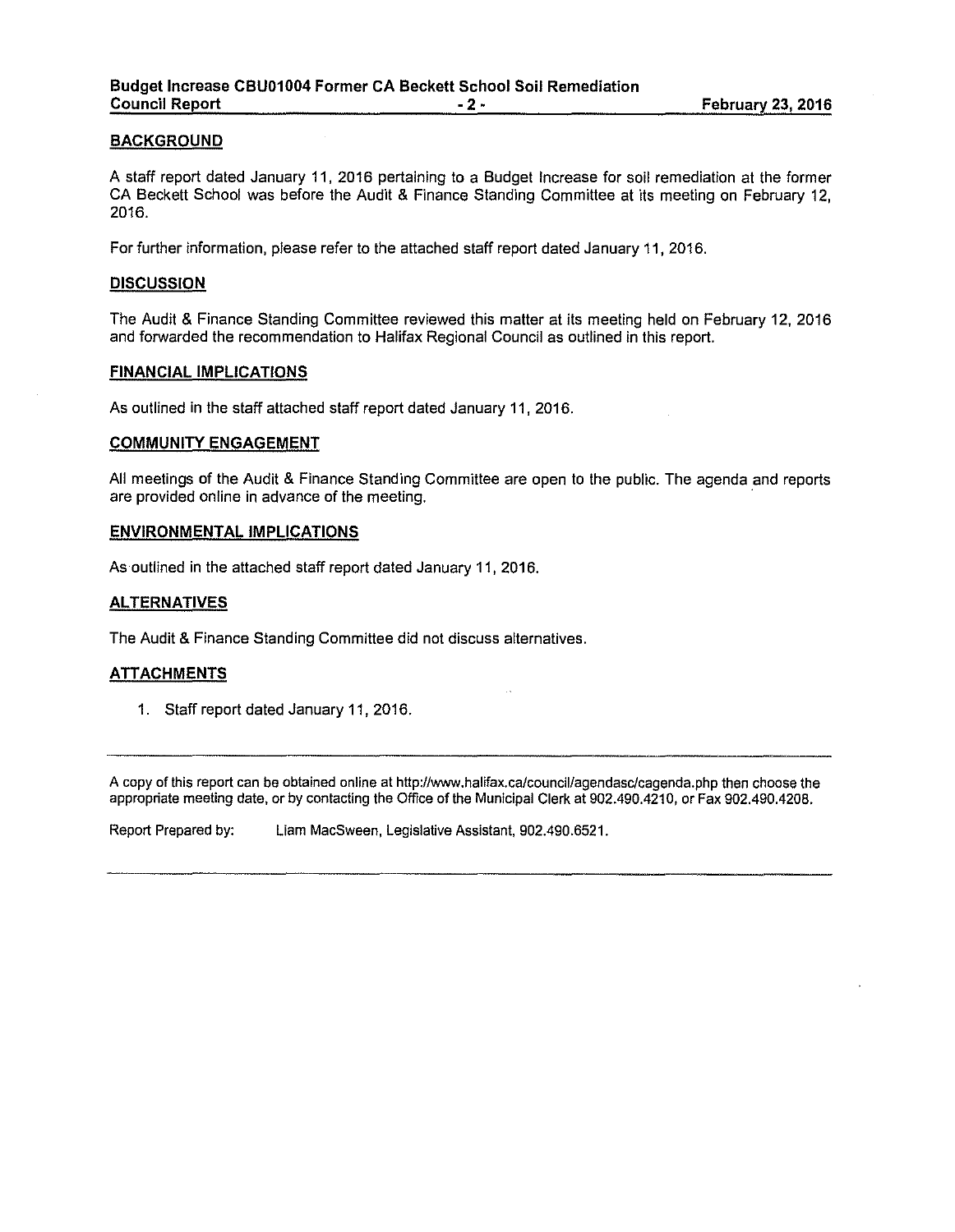## BACKGROUND

A staff report dated January 11, 2016 pertaining to a Budget Increase for soil remediation at the former CA Beckett School was before the Audit & Finance Standing Committee at its meeting on February 12, 2016.

For further information, please refer to the attached staff report dated January 11, 2016.

## DISCUSSION

The Audit & Finance Standing Committee reviewed this matter at its meeting held on February 12, 2016 and forwarded the recommendation to Halifax Regional Council as outlined in this report.

## FINANCIAL IMPLICATIONS

As outlined in the staff attached staff report dated January 11, 2016.

## COMMUNITY ENGAGEMENT

All meetings of the Audit & Finance Standing Committee are open to the public. The agenda and reports are provided online in advance of the meeting.

## ENVIRONMENTAL IMPLICATIONS

As outlined in the attached staff report dated January 11, 2016.

## ALTERNATIVES

The Audit & Finance Standing Committee did not discuss alternatives.

## ATTACHMENTS

1. Staff report dated January 11, 2016.

---

A copy of this report can be obtained online at http://www.halifax.ca/council/agendasc/cagenda.php then choose the appropriate meeting date, or by contacting the Office of the Municipal Clerk at 902.490.4210, or Fax 902.490.4208.

Report Prepared by: Liam MacSween, Legislative Assistant, 902.490.6521.

---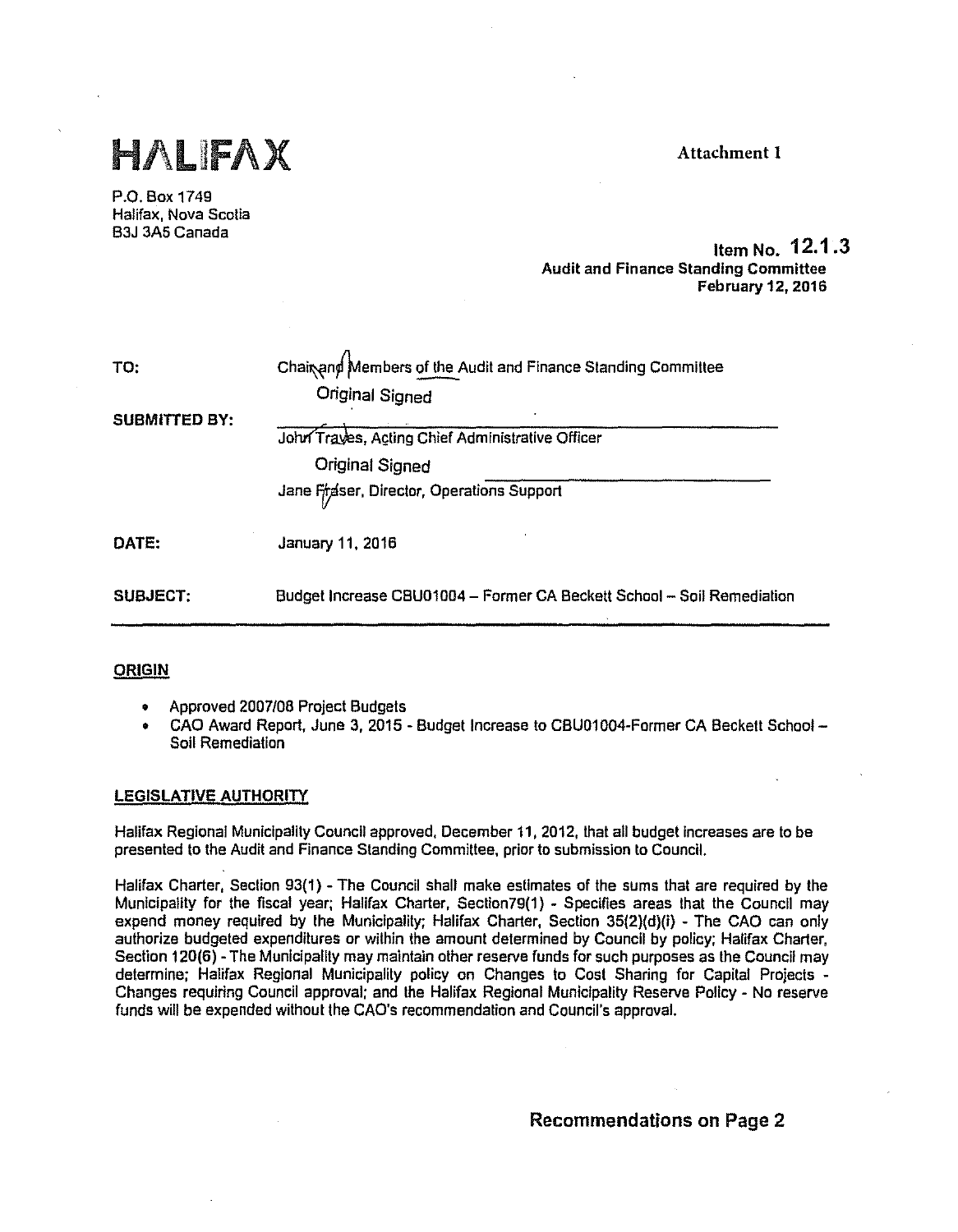# HALIFAX

Attachment 1

P.O. Box 1749
Halifax, Nova Scotia
B3J 3A5 Canada

Item No. 12.1.3
**Audit and Finance Standing Committee**
**February 12, 2016**

| | |
|---|---|
| TO: | Chair and Members of the Audit and Finance Standing Committee |
| | Original Signed |
| SUBMITTED BY: | John Traves, Acting Chief Administrative Officer |
| | Original Signed |
| | Jane Fraser, Director, Operations Support |
| DATE: | January 11, 2016 |
| SUBJECT: | Budget Increase CBU01004 – Former CA Beckett School – Soil Remediation |

## ORIGIN

- Approved 2007/08 Project Budgets
- CAO Award Report, June 3, 2015 - Budget Increase to CBU01004-Former CA Beckett School – Soil Remediation

## LEGISLATIVE AUTHORITY

Halifax Regional Municipality Council approved, December 11, 2012, that all budget increases are to be presented to the Audit and Finance Standing Committee, prior to submission to Council.

Halifax Charter, Section 93(1) - The Council shall make estimates of the sums that are required by the Municipality for the fiscal year; Halifax Charter, Section79(1) - Specifies areas that the Council may expend money required by the Municipality; Halifax Charter, Section 35(2)(d)(i) - The CAO can only authorize budgeted expenditures or within the amount determined by Council by policy; Halifax Charter, Section 120(6) - The Municipality may maintain other reserve funds for such purposes as the Council may determine; Halifax Regional Municipality policy on Changes to Cost Sharing for Capital Projects - Changes requiring Council approval; and the Halifax Regional Municipality Reserve Policy - No reserve funds will be expended without the CAO's recommendation and Council's approval.

**Recommendations on Page 2**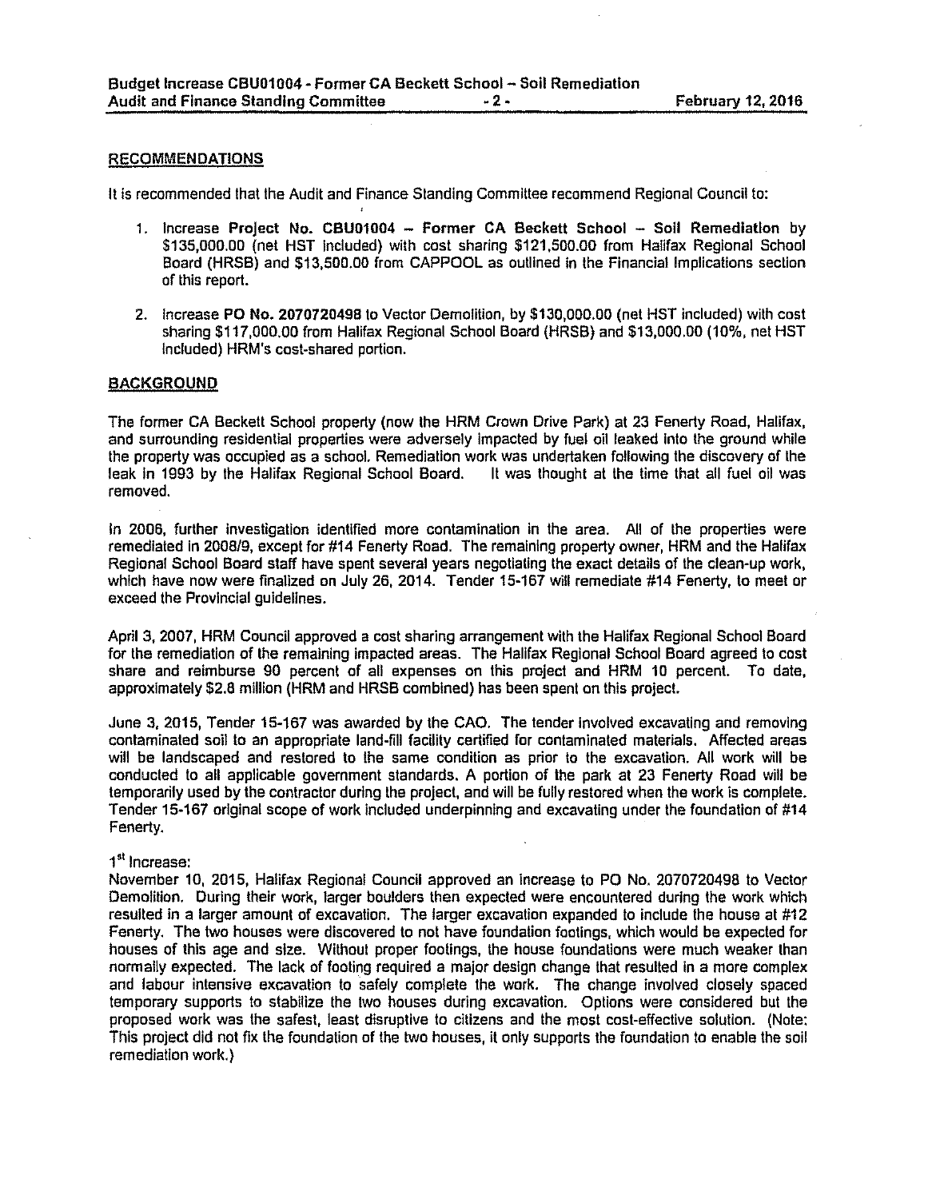## RECOMMENDATIONS

It is recommended that the Audit and Finance Standing Committee recommend Regional Council to:

1. Increase **Project No. CBU01004 – Former CA Beckett School – Soil Remediation** by $135,000.00 (net HST included) with cost sharing $121,500.00 from Halifax Regional School Board (HRSB) and $13,500.00 from CAPPOOL as outlined in the Financial Implications section of this report.

2. Increase **PO No. 2070720498** to Vector Demolition, by $130,000.00 (net HST included) with cost sharing $117,000.00 from Halifax Regional School Board (HRSB) and $13,000.00 (10%, net HST included) HRM's cost-shared portion.

## BACKGROUND

The former CA Beckett School property (now the HRM Crown Drive Park) at 23 Fenerty Road, Halifax, and surrounding residential properties were adversely impacted by fuel oil leaked into the ground while the property was occupied as a school. Remediation work was undertaken following the discovery of the leak in 1993 by the Halifax Regional School Board. It was thought at the time that all fuel oil was removed.

In 2006, further investigation identified more contamination in the area. All of the properties were remediated in 2008/9, except for #14 Fenerty Road. The remaining property owner, HRM and the Halifax Regional School Board staff have spent several years negotiating the exact details of the clean-up work, which have now were finalized on July 26, 2014. Tender 15-167 will remediate #14 Fenerty, to meet or exceed the Provincial guidelines.

April 3, 2007, HRM Council approved a cost sharing arrangement with the Halifax Regional School Board for the remediation of the remaining impacted areas. The Halifax Regional School Board agreed to cost share and reimburse 90 percent of all expenses on this project and HRM 10 percent. To date, approximately $2.8 million (HRM and HRSB combined) has been spent on this project.

June 3, 2015, Tender 15-167 was awarded by the CAO. The tender involved excavating and removing contaminated soil to an appropriate land-fill facility certified for contaminated materials. Affected areas will be landscaped and restored to the same condition as prior to the excavation. All work will be conducted to all applicable government standards. A portion of the park at 23 Fenerty Road will be temporarily used by the contractor during the project, and will be fully restored when the work is complete. Tender 15-167 original scope of work included underpinning and excavating under the foundation of #14 Fenerty.

1st Increase:
November 10, 2015, Halifax Regional Council approved an increase to PO No. 2070720498 to Vector Demolition. During their work, larger boulders then expected were encountered during the work which resulted in a larger amount of excavation. The larger excavation expanded to include the house at #12 Fenerty. The two houses were discovered to not have foundation footings, which would be expected for houses of this age and size. Without proper footings, the house foundations were much weaker than normally expected. The lack of footing required a major design change that resulted in a more complex and labour intensive excavation to safely complete the work. The change involved closely spaced temporary supports to stabilize the two houses during excavation. Options were considered but the proposed work was the safest, least disruptive to citizens and the most cost-effective solution. (Note: This project did not fix the foundation of the two houses, it only supports the foundation to enable the soil remediation work.)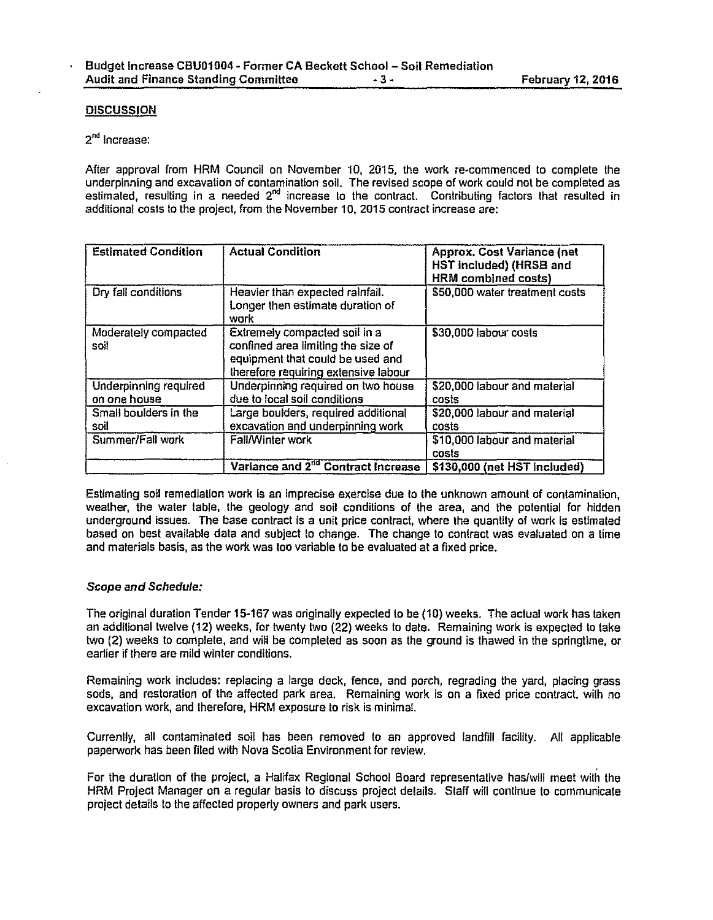## DISCUSSION

2nd Increase:

After approval from HRM Council on November 10, 2015, the work re-commenced to complete the underpinning and excavation of contamination soil. The revised scope of work could not be completed as estimated, resulting in a needed 2nd increase to the contract. Contributing factors that resulted in additional costs to the project, from the November 10, 2015 contract increase are:

| Estimated Condition | Actual Condition | Approx. Cost Variance (net HST Included) (HRSB and HRM combined costs) |
|---|---|---|
| Dry fall conditions | Heavier than expected rainfall. Longer then estimate duration of work | $50,000 water treatment costs |
| Moderately compacted soil | Extremely compacted soil in a confined area limiting the size of equipment that could be used and therefore requiring extensive labour | $30,000 labour costs |
| Underpinning required on one house | Underpinning required on two house due to local soil conditions | $20,000 labour and material costs |
| Small boulders in the soil | Large boulders, required additional excavation and underpinning work | $20,000 labour and material costs |
| Summer/Fall work | Fall/Winter work | $10,000 labour and material costs |
| | **Variance and 2nd Contract Increase** | **$130,000 (net HST Included)** |

Estimating soil remediation work is an imprecise exercise due to the unknown amount of contamination, weather, the water table, the geology and soil conditions of the area, and the potential for hidden underground issues. The base contract is a unit price contract, where the quantity of work is estimated based on best available data and subject to change. The change to contract was evaluated on a time and materials basis, as the work was too variable to be evaluated at a fixed price.

### *Scope and Schedule:*

The original duration Tender 15-167 was originally expected to be (10) weeks. The actual work has taken an additional twelve (12) weeks, for twenty two (22) weeks to date. Remaining work is expected to take two (2) weeks to complete, and will be completed as soon as the ground is thawed in the springtime, or earlier if there are mild winter conditions.

Remaining work includes: replacing a large deck, fence, and porch, regrading the yard, placing grass sods, and restoration of the affected park area. Remaining work is on a fixed price contract, with no excavation work, and therefore, HRM exposure to risk is minimal.

Currently, all contaminated soil has been removed to an approved landfill facility. All applicable paperwork has been filed with Nova Scotia Environment for review.

For the duration of the project, a Halifax Regional School Board representative has/will meet with the HRM Project Manager on a regular basis to discuss project details. Staff will continue to communicate project details to the affected property owners and park users.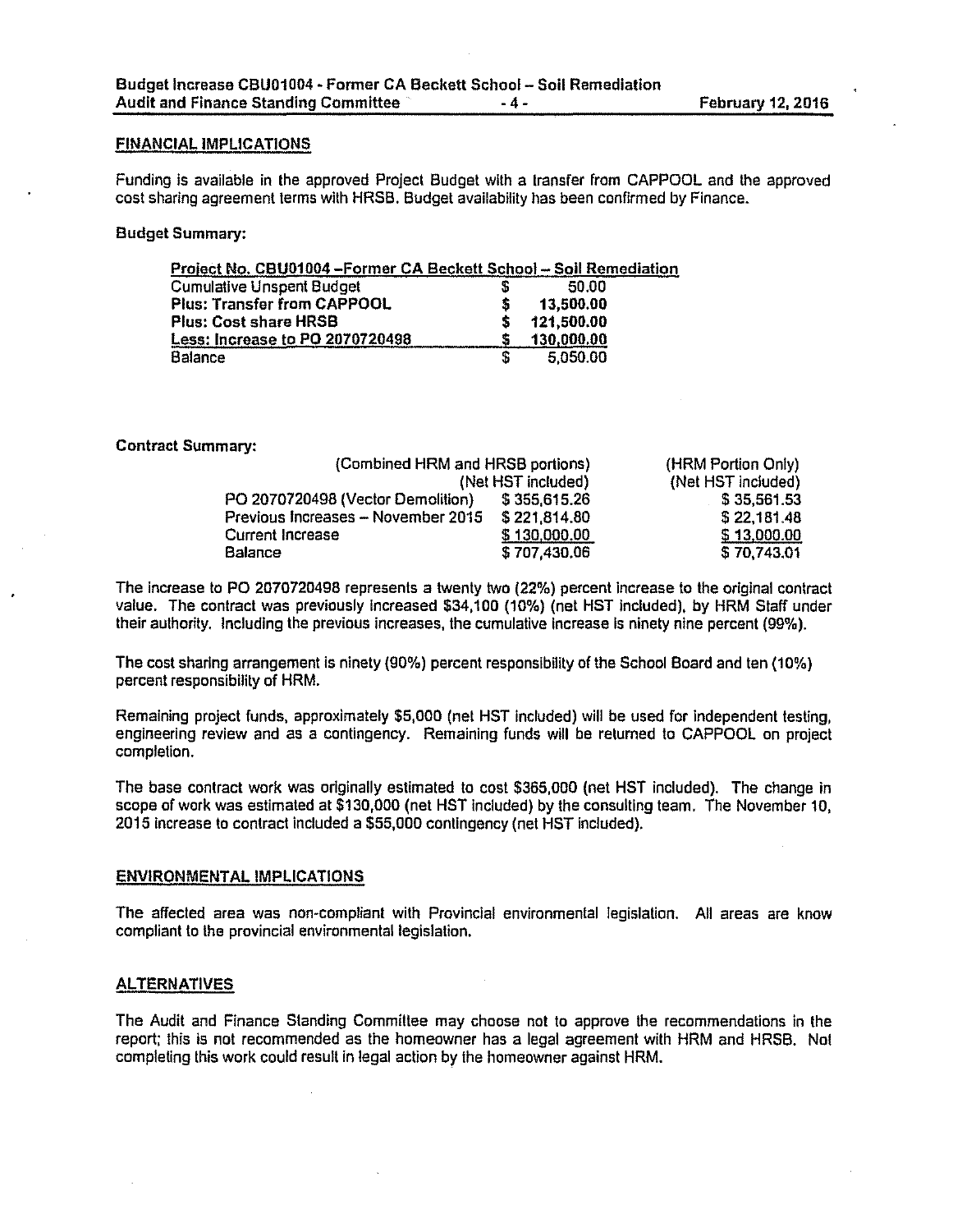## FINANCIAL IMPLICATIONS

Funding is available in the approved Project Budget with a transfer from CAPPOOL and the approved cost sharing agreement terms with HRSB. Budget availability has been confirmed by Finance.

**Budget Summary:**

| Project No. CBU01004 –Former CA Beckett School – Soil Remediation | | |
|---|---|---|
| Cumulative Unspent Budget | $ | 50.00 |
| **Plus: Transfer from CAPPOOL** | **$** | **13,500.00** |
| **Plus: Cost share HRSB** | **$** | **121,500.00** |
| **Less: Increase to PO 2070720498** | **$** | **130,000.00** |
| Balance | $ | 5,050.00 |

**Contract Summary:**

| | (Combined HRM and HRSB portions) (Net HST included) | (HRM Portion Only) (Net HST included) |
|---|---|---|
| PO 2070720498 (Vector Demolition) | $ 355,615.26 | $ 35,561.53 |
| Previous Increases – November 2015 | $ 221,814.80 | $ 22,181.48 |
| Current Increase | $ 130,000.00 | $ 13,000.00 |
| Balance | $ 707,430.06 | $ 70,743.01 |

The increase to PO 2070720498 represents a twenty two (22%) percent increase to the original contract value. The contract was previously increased $34,100 (10%) (net HST included), by HRM Staff under their authority. Including the previous increases, the cumulative increase is ninety nine percent (99%).

The cost sharing arrangement is ninety (90%) percent responsibility of the School Board and ten (10%) percent responsibility of HRM.

Remaining project funds, approximately $5,000 (net HST included) will be used for independent testing, engineering review and as a contingency. Remaining funds will be returned to CAPPOOL on project completion.

The base contract work was originally estimated to cost $365,000 (net HST included). The change in scope of work was estimated at $130,000 (net HST included) by the consulting team. The November 10, 2015 increase to contract included a $55,000 contingency (net HST included).

## ENVIRONMENTAL IMPLICATIONS

The affected area was non-compliant with Provincial environmental legislation. All areas are know compliant to the provincial environmental legislation.

## ALTERNATIVES

The Audit and Finance Standing Committee may choose not to approve the recommendations in the report; this is not recommended as the homeowner has a legal agreement with HRM and HRSB. Not completing this work could result in legal action by the homeowner against HRM.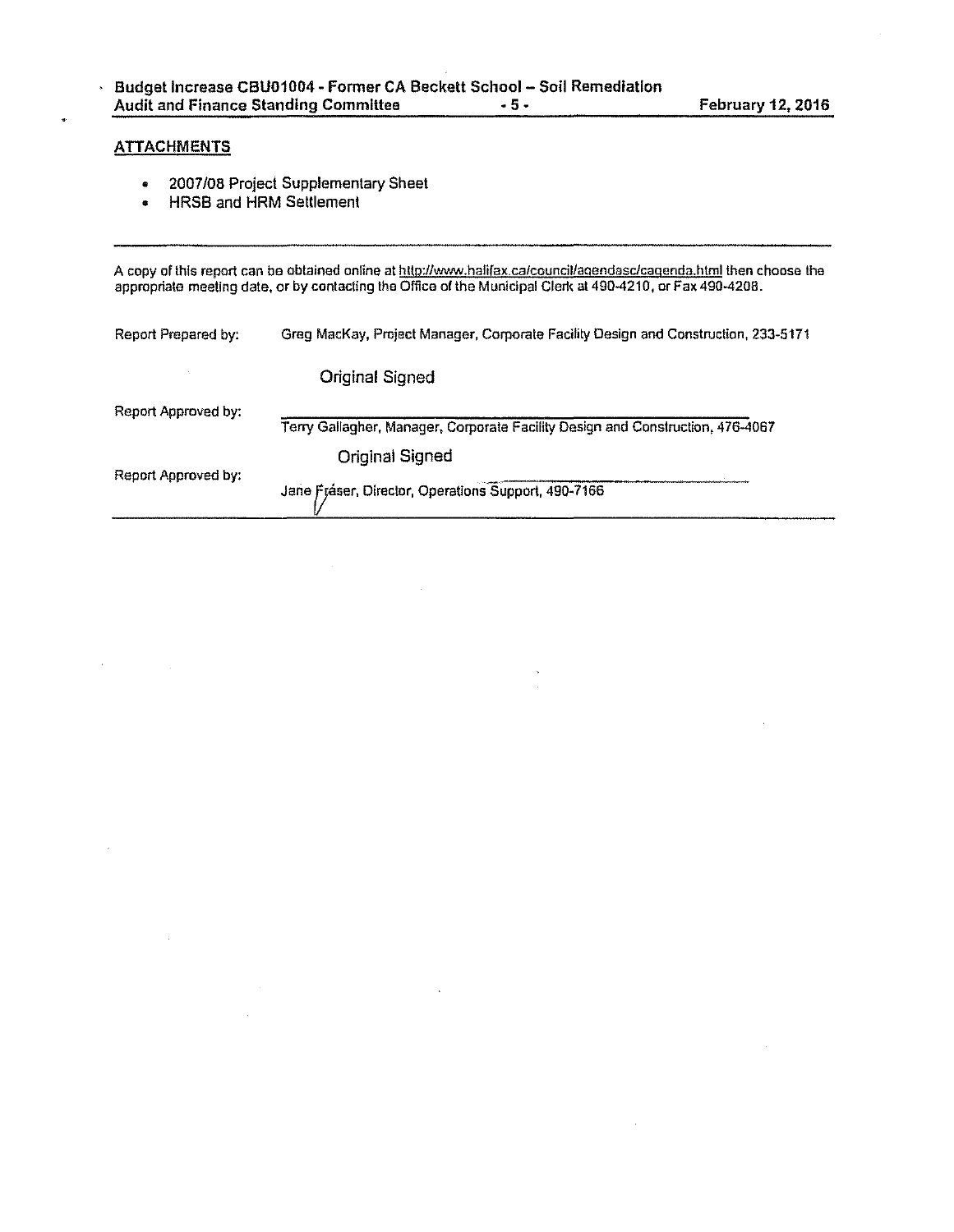## ATTACHMENTS

- 2007/08 Project Supplementary Sheet
- HRSB and HRM Settlement

---

A copy of this report can be obtained online at http://www.halifax.ca/council/agendasc/cagenda.html then choose the appropriate meeting date, or by contacting the Office of the Municipal Clerk at 490-4210, or Fax 490-4208.

Report Prepared by: Greg MacKay, Project Manager, Corporate Facility Design and Construction, 233-5171

Original Signed

Report Approved by: Terry Gallagher, Manager, Corporate Facility Design and Construction, 476-4067

Original Signed

Report Approved by: Jane Fraser, Director, Operations Support, 490-7166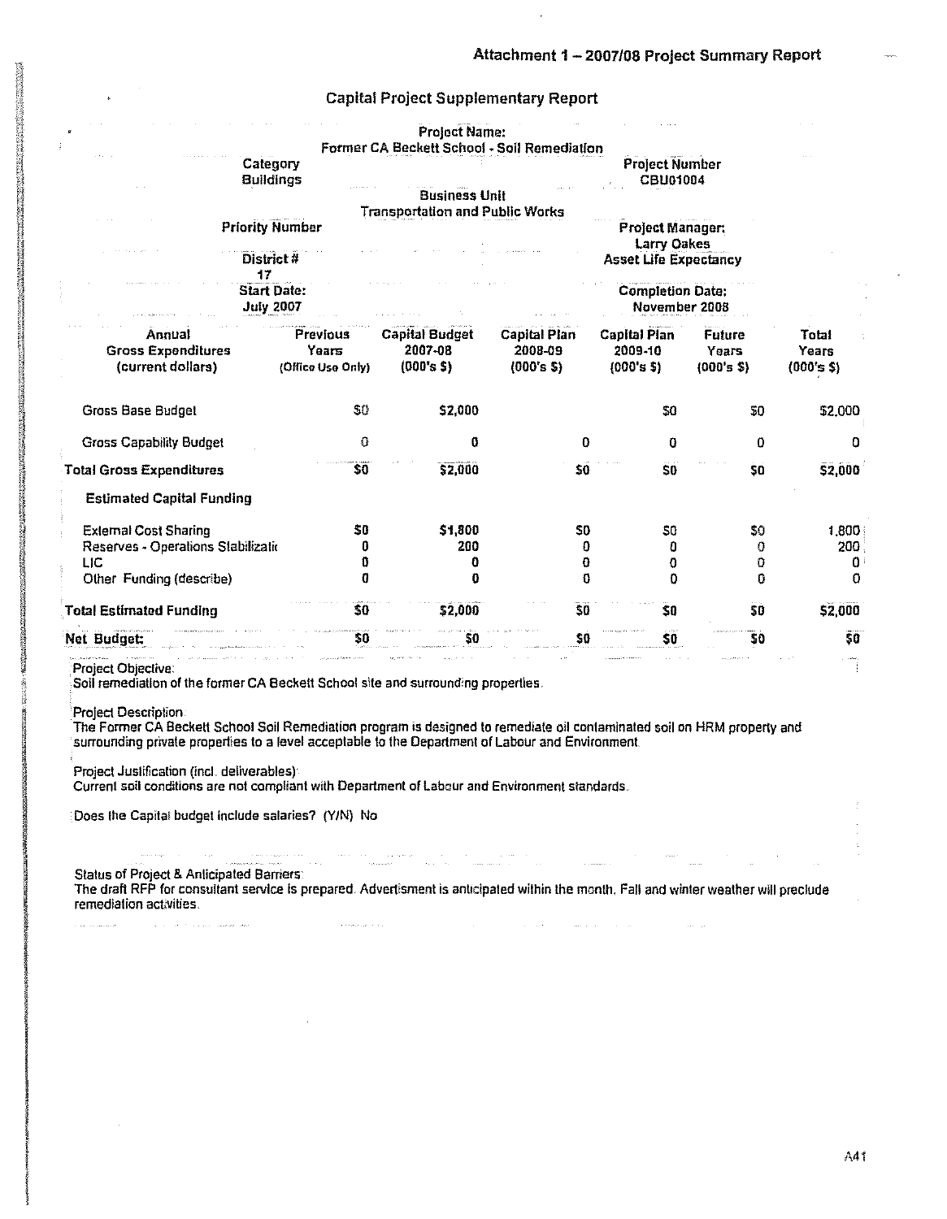## Attachment 1 – 2007/08 Project Summary Report

### Capital Project Supplementary Report

**Project Name:**
Former CA Beckett School - Soil Remediation

**Category**
Buildings

**Project Number**
CBU01004

**Business Unit**
Transportation and Public Works

**Priority Number**

**Project Manager:**
Larry Oakes

**District #**
17

**Asset Life Expectancy**

**Start Date:**
July 2007

**Completion Date:**
November 2008

| Annual Gross Expenditures (current dollars) | Previous Years (Office Use Only) | Capital Budget 2007-08 (000's $) | Capital Plan 2008-09 (000's $) | Capital Plan 2009-10 (000's $) | Future Years (000's $) | Total Years (000's $) |
|---|---|---|---|---|---|---|
| Gross Base Budget | $0 | $2,000 | | $0 | $0 | $2,000 |
| Gross Capability Budget | 0 | 0 | 0 | 0 | 0 | 0 |
| **Total Gross Expenditures** | **$0** | **$2,000** | **$0** | **$0** | **$0** | **$2,000** |
| **Estimated Capital Funding** | | | | | | |
| External Cost Sharing | $0 | $1,800 | $0 | $0 | $0 | 1,800 |
| Reserves - Operations Stabilizati | 0 | 200 | 0 | 0 | 0 | 200 |
| LIC | 0 | 0 | 0 | 0 | 0 | 0 |
| Other Funding (describe) | 0 | 0 | 0 | 0 | 0 | 0 |
| **Total Estimated Funding** | **$0** | **$2,000** | **$0** | **$0** | **$0** | **$2,000** |
| **Net Budget:** | **$0** | **$0** | **$0** | **$0** | **$0** | **$0** |

Project Objective:
Soil remediation of the former CA Beckett School site and surrounding properties.

Project Description:
The Former CA Beckett School Soil Remediation program is designed to remediate oil contaminated soil on HRM property and surrounding private properties to a level acceptable to the Department of Labour and Environment.

Project Justification (incl. deliverables):
Current soil conditions are not compliant with Department of Labour and Environment standards.

Does the Capital budget include salaries? (Y/N) No

Status of Project & Anticipated Barriers:
The draft RFP for consultant service is prepared. Advertisment is anticipated within the month. Fall and winter weather will preclude remediation activities.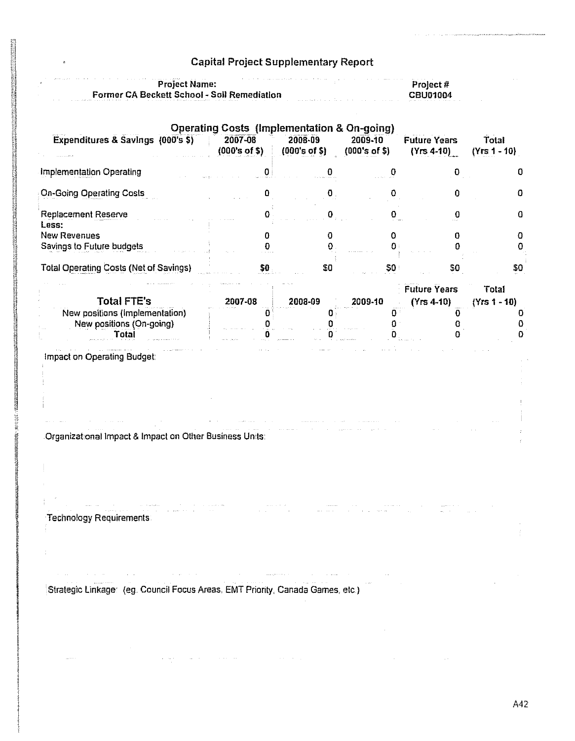# Capital Project Supplementary Report

**Project Name:**
**Former CA Beckett School - Soil Remediation**

**Project #**
**CBU01004**

## Operating Costs (Implementation & On-going)

| Expenditures & Savings (000's $) | 2007-08 (000's of $) | 2008-09 (000's of $) | 2009-10 (000's of $) | Future Years (Yrs 4-10) | Total (Yrs 1 - 10) |
|---|---|---|---|---|---|
| Implementation Operating | 0 | 0 | 0 | 0 | 0 |
| On-Going Operating Costs | 0 | 0 | 0 | 0 | 0 |
| Replacement Reserve | 0 | 0 | 0 | 0 | 0 |
| Less: | | | | | |
| New Revenues | 0 | 0 | 0 | 0 | 0 |
| Savings to Future budgets | 0 | 0 | 0 | 0 | 0 |
| Total Operating Costs (Net of Savings) | $0 | $0 | $0 | $0 | $0 |

| Total FTE's | 2007-08 | 2008-09 | 2009-10 | Future Years (Yrs 4-10) | Total (Yrs 1 - 10) |
|---|---|---|---|---|---|
| New positions (Implementation) | 0 | 0 | 0 | 0 | 0 |
| New positions (On-going) | 0 | 0 | 0 | 0 | 0 |
| Total | 0 | 0 | 0 | 0 | 0 |

Impact on Operating Budget:

Organizational Impact & Impact on Other Business Units:

Technology Requirements

Strategic Linkage: (eg. Council Focus Areas, EMT Priority, Canada Games, etc.)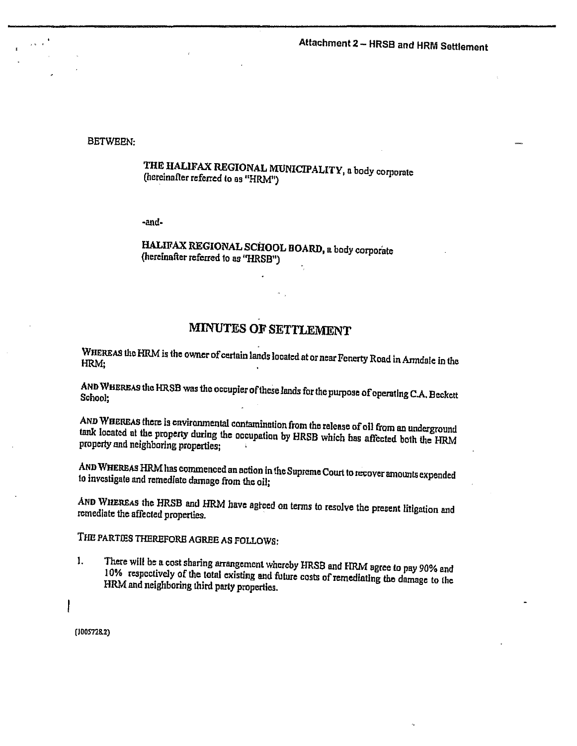Attachment 2 – HRSB and HRM Settlement

BETWEEN:

**THE HALIFAX REGIONAL MUNICIPALITY**, a body corporate
(hereinafter referred to as "HRM")

-and-

**HALIFAX REGIONAL SCHOOL BOARD**, a body corporate
(hereinafter referred to as "HRSB")

# MINUTES OF SETTLEMENT

WHEREAS the HRM is the owner of certain lands located at or near Fenerty Road in Armdale in the HRM;

AND WHEREAS the HRSB was the occupier of these lands for the purpose of operating C.A. Beckett School;

AND WHEREAS there is environmental contamination from the release of oil from an underground tank located at the property during the occupation by HRSB which has affected both the HRM property and neighboring properties;

AND WHEREAS HRM has commenced an action in the Supreme Court to recover amounts expended to investigate and remediate damage from the oil;

AND WHEREAS the HRSB and HRM have agreed on terms to resolve the present litigation and remediate the affected properties.

THE PARTIES THEREFORE AGREE AS FOLLOWS:

1. There will be a cost sharing arrangement whereby HRSB and HRM agree to pay 90% and 10% respectively of the total existing and future costs of remediating the damage to the HRM and neighboring third party properties.

{J005728.2}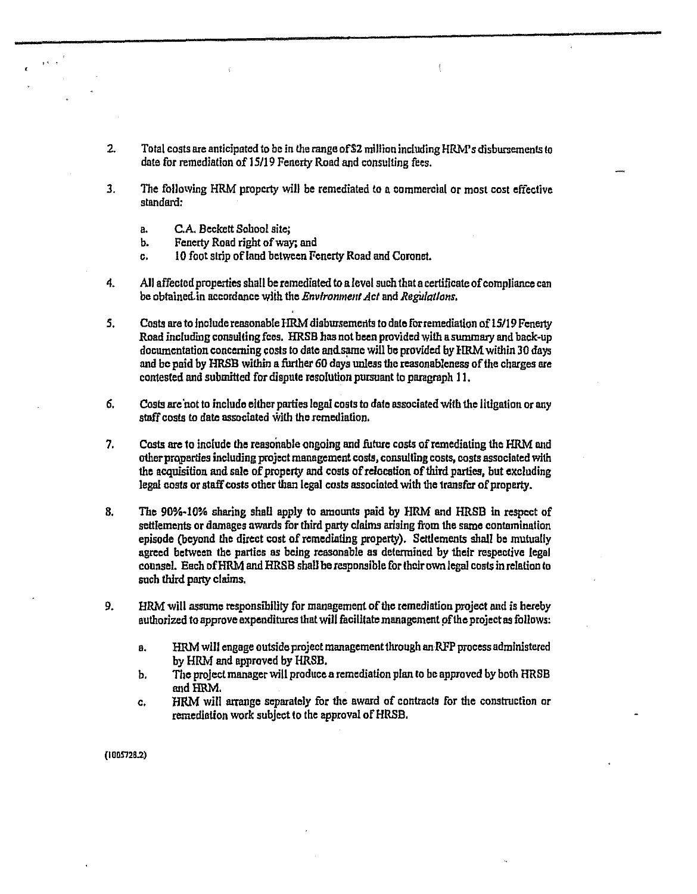2. Total costs are anticipated to be in the range of $2 million including HRM's disbursements to date for remediation of 15/19 Fenerty Road and consulting fees.

3. The following HRM property will be remediated to a commercial or most cost effective standard:

   a. C.A. Beckett School site;
   b. Fenerty Road right of way; and
   c. 10 foot strip of land between Fenerty Road and Coronet.

4. All affected properties shall be remediated to a level such that a certificate of compliance can be obtained in accordance with the *Environment Act* and *Regulations*.

5. Costs are to include reasonable HRM disbursements to date for remediation of 15/19 Fenerty Road including consulting fees. HRSB has not been provided with a summary and back-up documentation concerning costs to date and same will be provided by HRM within 30 days and be paid by HRSB within a further 60 days unless the reasonableness of the charges are contested and submitted for dispute resolution pursuant to paragraph 11.

6. Costs are not to include either parties legal costs to date associated with the litigation or any staff costs to date associated with the remediation.

7. Costs are to include the reasonable ongoing and future costs of remediating the HRM and other properties including project management costs, consulting costs, costs associated with the acquisition and sale of property and costs of relocation of third parties, but excluding legal costs or staff costs other than legal costs associated with the transfer of property.

8. The 90%-10% sharing shall apply to amounts paid by HRM and HRSB in respect of settlements or damages awards for third party claims arising from the same contamination episode (beyond the direct cost of remediating property). Settlements shall be mutually agreed between the parties as being reasonable as determined by their respective legal counsel. Each of HRM and HRSB shall be responsible for their own legal costs in relation to such third party claims.

9. HRM will assume responsibility for management of the remediation project and is hereby authorized to approve expenditures that will facilitate management of the project as follows:

   a. HRM will engage outside project management through an RFP process administered by HRM and approved by HRSB.
   b. The project manager will produce a remediation plan to be approved by both HRSB and HRM.
   c. HRM will arrange separately for the award of contracts for the construction or remediation work subject to the approval of HRSB.

(1005728.2)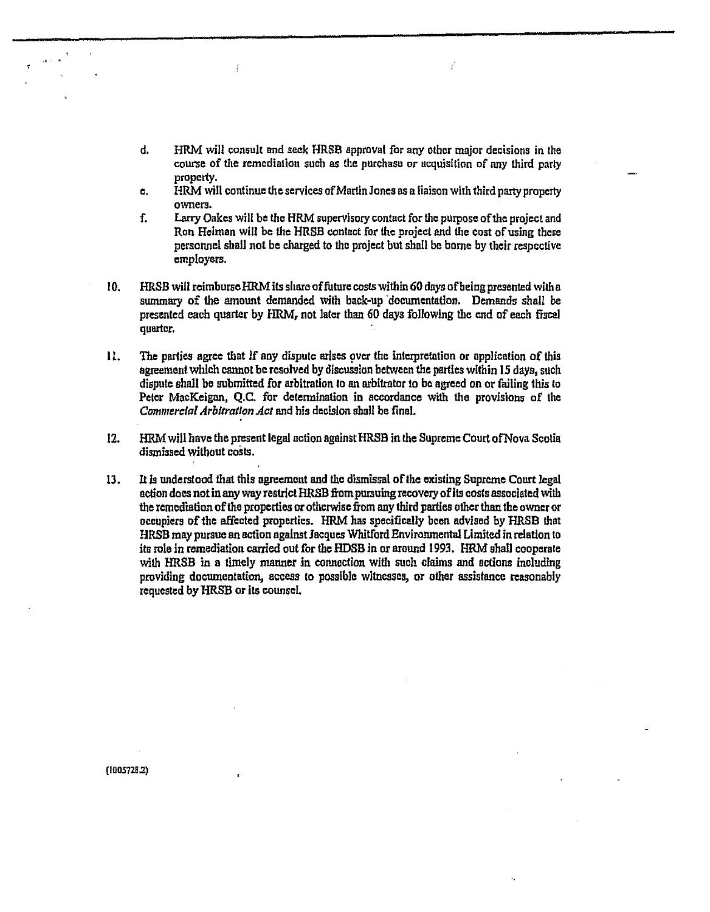d. HRM will consult and seek HRSB approval for any other major decisions in the course of the remediation such as the purchase or acquisition of any third party property.

e. HRM will continue the services of Martin Jones as a liaison with third party property owners.

f. Larry Oakes will be the HRM supervisory contact for the purpose of the project and Ron Heiman will be the HRSB contact for the project and the cost of using these personnel shall not be charged to the project but shall be borne by their respective employers.

10. HRSB will reimburse HRM its share of future costs within 60 days of being presented with a summary of the amount demanded with back-up documentation. Demands shall be presented each quarter by HRM, not later than 60 days following the end of each fiscal quarter.

11. The parties agree that if any dispute arises over the interpretation or application of this agreement which cannot be resolved by discussion between the parties within 15 days, such dispute shall be submitted for arbitration to an arbitrator to be agreed on or failing this to Peter MacKeigan, Q.C. for determination in accordance with the provisions of the *Commercial Arbitration Act* and his decision shall be final.

12. HRM will have the present legal action against HRSB in the Supreme Court of Nova Scotia dismissed without costs.

13. It is understood that this agreement and the dismissal of the existing Supreme Court legal action does not in any way restrict HRSB from pursuing recovery of its costs associated with the remediation of the properties or otherwise from any third parties other than the owner or occupiers of the affected properties. HRM has specifically been advised by HRSB that HRSB may pursue an action against Jacques Whitford Environmental Limited in relation to its role in remediation carried out for the HDSB in or around 1993. HRM shall cooperate with HRSB in a timely manner in connection with such claims and actions including providing documentation, access to possible witnesses, or other assistance reasonably requested by HRSB or its counsel.

{1005728.2}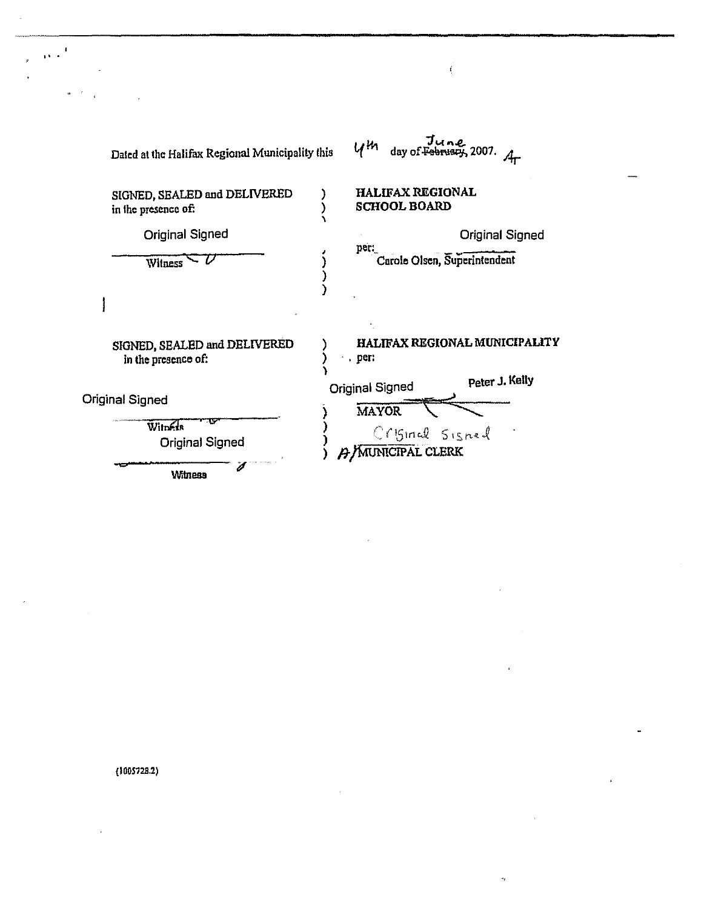Dated at the Halifax Regional Municipality this 4th day of ~~February~~ June, 2007. AT

| | | |
|---|---|---|
| SIGNED, SEALED and DELIVERED in the presence of: | ) | **HALIFAX REGIONAL SCHOOL BOARD** |
| Original Signed | ) | Original Signed |
| Witness | ) | per: Carole Olsen, Superintendent |

| | | |
|---|---|---|
| SIGNED, SEALED and DELIVERED in the presence of: | ) | **HALIFAX REGIONAL MUNICIPALITY** per: |
| Original Signed | ) | Original Signed Peter J. Kelly |
| Witness | ) | MAYOR |
| Original Signed | ) | Original Signed |
| Witness | ) | A/MUNICIPAL CLERK |

(1005728.2)